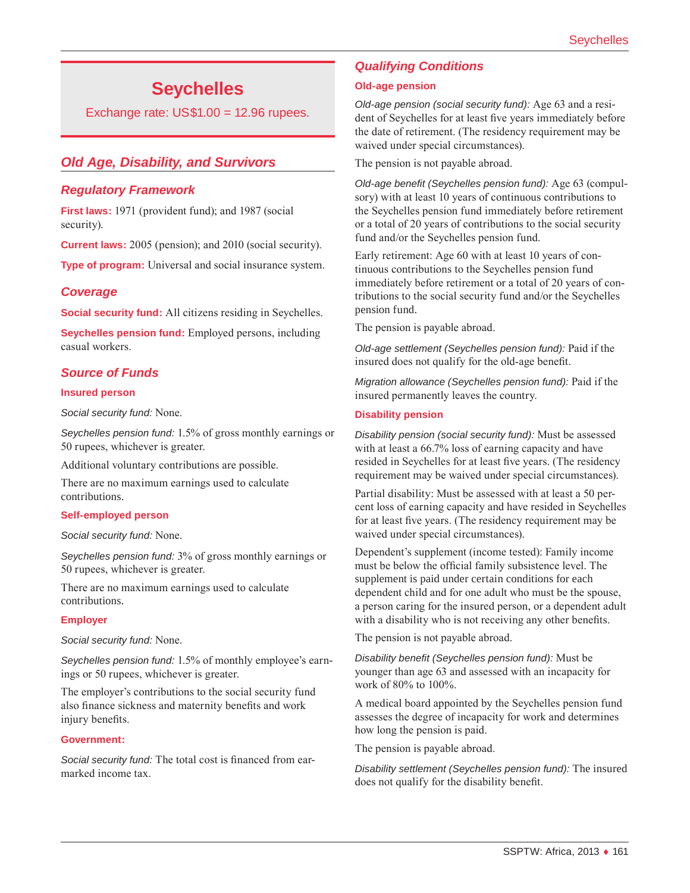# Seychelles

Exchange rate: US$1.00 = 12.96 rupees.

## Old Age, Disability, and Survivors

### Regulatory Framework

**First laws:** 1971 (provident fund); and 1987 (social security).

**Current laws:** 2005 (pension); and 2010 (social security).

**Type of program:** Universal and social insurance system.

### Coverage

**Social security fund:** All citizens residing in Seychelles.

**Seychelles pension fund:** Employed persons, including casual workers.

### Source of Funds

#### Insured person

*Social security fund:* None.

*Seychelles pension fund:* 1.5% of gross monthly earnings or 50 rupees, whichever is greater.

Additional voluntary contributions are possible.

There are no maximum earnings used to calculate contributions.

#### Self-employed person

*Social security fund:* None.

*Seychelles pension fund:* 3% of gross monthly earnings or 50 rupees, whichever is greater.

There are no maximum earnings used to calculate contributions.

#### Employer

*Social security fund:* None.

*Seychelles pension fund:* 1.5% of monthly employee's earnings or 50 rupees, whichever is greater.

The employer's contributions to the social security fund also finance sickness and maternity benefits and work injury benefits.

#### Government:

*Social security fund:* The total cost is financed from earmarked income tax.

### Qualifying Conditions

#### Old-age pension

*Old-age pension (social security fund):* Age 63 and a resident of Seychelles for at least five years immediately before the date of retirement. (The residency requirement may be waived under special circumstances).

The pension is not payable abroad.

*Old-age benefit (Seychelles pension fund):* Age 63 (compulsory) with at least 10 years of continuous contributions to the Seychelles pension fund immediately before retirement or a total of 20 years of contributions to the social security fund and/or the Seychelles pension fund.

Early retirement: Age 60 with at least 10 years of continuous contributions to the Seychelles pension fund immediately before retirement or a total of 20 years of contributions to the social security fund and/or the Seychelles pension fund.

The pension is payable abroad.

*Old-age settlement (Seychelles pension fund):* Paid if the insured does not qualify for the old-age benefit.

*Migration allowance (Seychelles pension fund):* Paid if the insured permanently leaves the country.

#### Disability pension

*Disability pension (social security fund):* Must be assessed with at least a 66.7% loss of earning capacity and have resided in Seychelles for at least five years. (The residency requirement may be waived under special circumstances).

Partial disability: Must be assessed with at least a 50 percent loss of earning capacity and have resided in Seychelles for at least five years. (The residency requirement may be waived under special circumstances).

Dependent's supplement (income tested): Family income must be below the official family subsistence level. The supplement is paid under certain conditions for each dependent child and for one adult who must be the spouse, a person caring for the insured person, or a dependent adult with a disability who is not receiving any other benefits.

The pension is not payable abroad.

*Disability benefit (Seychelles pension fund):* Must be younger than age 63 and assessed with an incapacity for work of 80% to 100%.

A medical board appointed by the Seychelles pension fund assesses the degree of incapacity for work and determines how long the pension is paid.

The pension is payable abroad.

*Disability settlement (Seychelles pension fund):* The insured does not qualify for the disability benefit.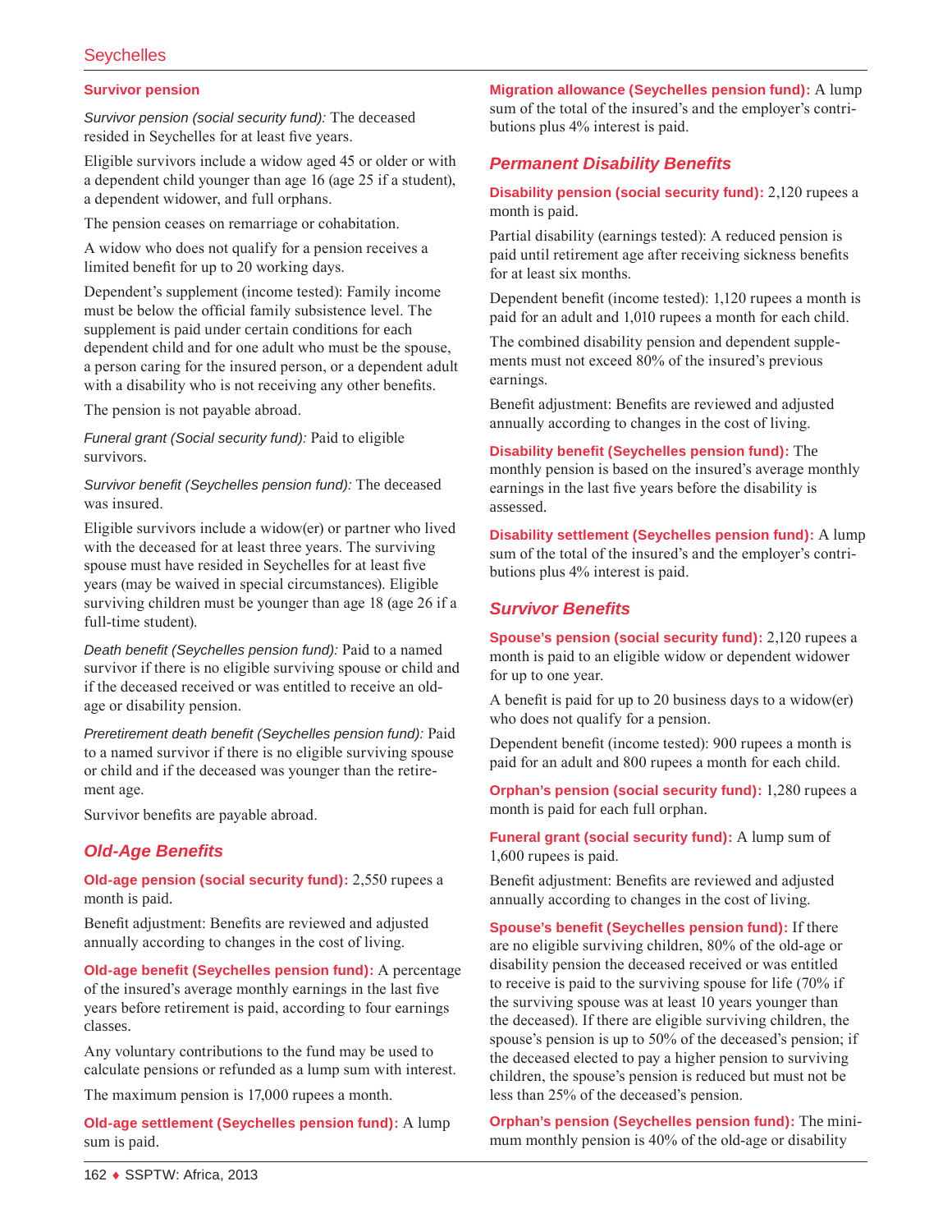### Survivor pension

*Survivor pension (social security fund):* The deceased resided in Seychelles for at least five years.

Eligible survivors include a widow aged 45 or older or with a dependent child younger than age 16 (age 25 if a student), a dependent widower, and full orphans.

The pension ceases on remarriage or cohabitation.

A widow who does not qualify for a pension receives a limited benefit for up to 20 working days.

Dependent's supplement (income tested): Family income must be below the official family subsistence level. The supplement is paid under certain conditions for each dependent child and for one adult who must be the spouse, a person caring for the insured person, or a dependent adult with a disability who is not receiving any other benefits.

The pension is not payable abroad.

*Funeral grant (Social security fund):* Paid to eligible survivors.

*Survivor benefit (Seychelles pension fund):* The deceased was insured.

Eligible survivors include a widow(er) or partner who lived with the deceased for at least three years. The surviving spouse must have resided in Seychelles for at least five years (may be waived in special circumstances). Eligible surviving children must be younger than age 18 (age 26 if a full-time student).

*Death benefit (Seychelles pension fund):* Paid to a named survivor if there is no eligible surviving spouse or child and if the deceased received or was entitled to receive an old-age or disability pension.

*Preretirement death benefit (Seychelles pension fund):* Paid to a named survivor if there is no eligible surviving spouse or child and if the deceased was younger than the retirement age.

Survivor benefits are payable abroad.

## Old-Age Benefits

**Old-age pension (social security fund):** 2,550 rupees a month is paid.

Benefit adjustment: Benefits are reviewed and adjusted annually according to changes in the cost of living.

**Old-age benefit (Seychelles pension fund):** A percentage of the insured's average monthly earnings in the last five years before retirement is paid, according to four earnings classes.

Any voluntary contributions to the fund may be used to calculate pensions or refunded as a lump sum with interest.

The maximum pension is 17,000 rupees a month.

**Old-age settlement (Seychelles pension fund):** A lump sum is paid.

**Migration allowance (Seychelles pension fund):** A lump sum of the total of the insured's and the employer's contributions plus 4% interest is paid.

## Permanent Disability Benefits

**Disability pension (social security fund):** 2,120 rupees a month is paid.

Partial disability (earnings tested): A reduced pension is paid until retirement age after receiving sickness benefits for at least six months.

Dependent benefit (income tested): 1,120 rupees a month is paid for an adult and 1,010 rupees a month for each child.

The combined disability pension and dependent supplements must not exceed 80% of the insured's previous earnings.

Benefit adjustment: Benefits are reviewed and adjusted annually according to changes in the cost of living.

**Disability benefit (Seychelles pension fund):** The monthly pension is based on the insured's average monthly earnings in the last five years before the disability is assessed.

**Disability settlement (Seychelles pension fund):** A lump sum of the total of the insured's and the employer's contributions plus 4% interest is paid.

## Survivor Benefits

**Spouse's pension (social security fund):** 2,120 rupees a month is paid to an eligible widow or dependent widower for up to one year.

A benefit is paid for up to 20 business days to a widow(er) who does not qualify for a pension.

Dependent benefit (income tested): 900 rupees a month is paid for an adult and 800 rupees a month for each child.

**Orphan's pension (social security fund):** 1,280 rupees a month is paid for each full orphan.

**Funeral grant (social security fund):** A lump sum of 1,600 rupees is paid.

Benefit adjustment: Benefits are reviewed and adjusted annually according to changes in the cost of living.

**Spouse's benefit (Seychelles pension fund):** If there are no eligible surviving children, 80% of the old-age or disability pension the deceased received or was entitled to receive is paid to the surviving spouse for life (70% if the surviving spouse was at least 10 years younger than the deceased). If there are eligible surviving children, the spouse's pension is up to 50% of the deceased's pension; if the deceased elected to pay a higher pension to surviving children, the spouse's pension is reduced but must not be less than 25% of the deceased's pension.

**Orphan's pension (Seychelles pension fund):** The minimum monthly pension is 40% of the old-age or disability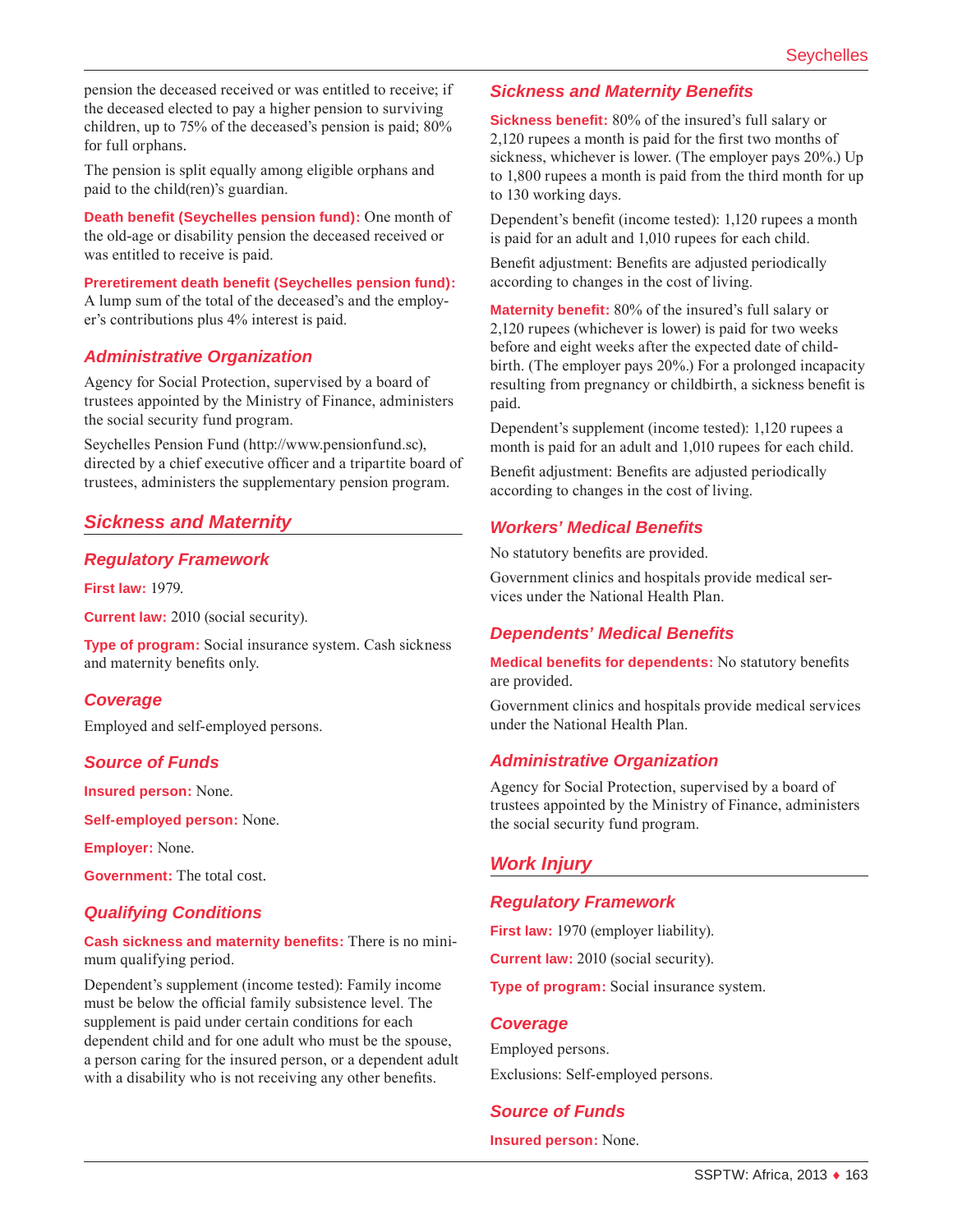pension the deceased received or was entitled to receive; if the deceased elected to pay a higher pension to surviving children, up to 75% of the deceased's pension is paid; 80% for full orphans.

The pension is split equally among eligible orphans and paid to the child(ren)'s guardian.

**Death benefit (Seychelles pension fund):** One month of the old-age or disability pension the deceased received or was entitled to receive is paid.

**Preretirement death benefit (Seychelles pension fund):** A lump sum of the total of the deceased's and the employer's contributions plus 4% interest is paid.

### Administrative Organization

Agency for Social Protection, supervised by a board of trustees appointed by the Ministry of Finance, administers the social security fund program.

Seychelles Pension Fund (http://www.pensionfund.sc), directed by a chief executive officer and a tripartite board of trustees, administers the supplementary pension program.

## Sickness and Maternity

### Regulatory Framework

**First law:** 1979.

**Current law:** 2010 (social security).

**Type of program:** Social insurance system. Cash sickness and maternity benefits only.

### Coverage

Employed and self-employed persons.

### Source of Funds

**Insured person:** None.

**Self-employed person:** None.

**Employer:** None.

**Government:** The total cost.

### Qualifying Conditions

**Cash sickness and maternity benefits:** There is no minimum qualifying period.

Dependent's supplement (income tested): Family income must be below the official family subsistence level. The supplement is paid under certain conditions for each dependent child and for one adult who must be the spouse, a person caring for the insured person, or a dependent adult with a disability who is not receiving any other benefits.

### Sickness and Maternity Benefits

**Sickness benefit:** 80% of the insured's full salary or 2,120 rupees a month is paid for the first two months of sickness, whichever is lower. (The employer pays 20%.) Up to 1,800 rupees a month is paid from the third month for up to 130 working days.

Dependent's benefit (income tested): 1,120 rupees a month is paid for an adult and 1,010 rupees for each child.

Benefit adjustment: Benefits are adjusted periodically according to changes in the cost of living.

**Maternity benefit:** 80% of the insured's full salary or 2,120 rupees (whichever is lower) is paid for two weeks before and eight weeks after the expected date of childbirth. (The employer pays 20%.) For a prolonged incapacity resulting from pregnancy or childbirth, a sickness benefit is paid.

Dependent's supplement (income tested): 1,120 rupees a month is paid for an adult and 1,010 rupees for each child.

Benefit adjustment: Benefits are adjusted periodically according to changes in the cost of living.

### Workers' Medical Benefits

No statutory benefits are provided.

Government clinics and hospitals provide medical services under the National Health Plan.

### Dependents' Medical Benefits

**Medical benefits for dependents:** No statutory benefits are provided.

Government clinics and hospitals provide medical services under the National Health Plan.

### Administrative Organization

Agency for Social Protection, supervised by a board of trustees appointed by the Ministry of Finance, administers the social security fund program.

## Work Injury

### Regulatory Framework

**First law:** 1970 (employer liability).

**Current law:** 2010 (social security).

**Type of program:** Social insurance system.

### Coverage

Employed persons.

Exclusions: Self-employed persons.

### Source of Funds

**Insured person:** None.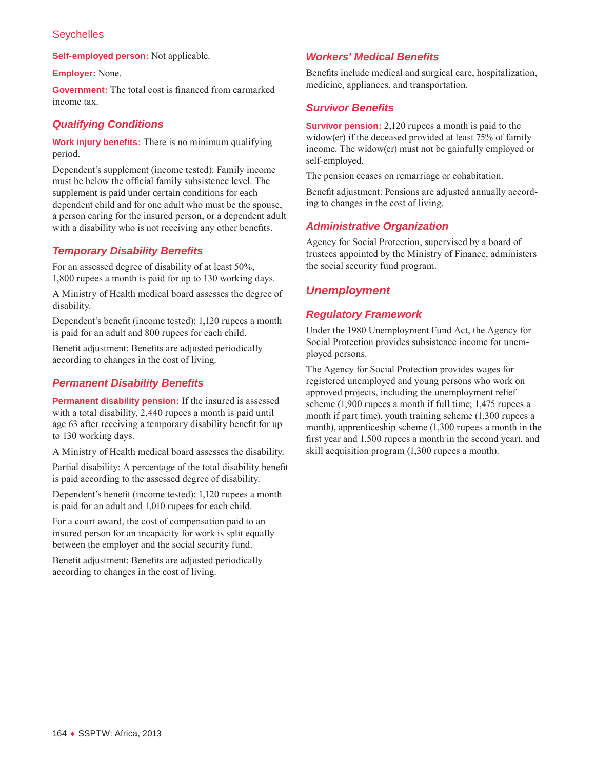**Self-employed person:** Not applicable.

**Employer:** None.

**Government:** The total cost is financed from earmarked income tax.

### Qualifying Conditions

**Work injury benefits:** There is no minimum qualifying period.

Dependent's supplement (income tested): Family income must be below the official family subsistence level. The supplement is paid under certain conditions for each dependent child and for one adult who must be the spouse, a person caring for the insured person, or a dependent adult with a disability who is not receiving any other benefits.

### Temporary Disability Benefits

For an assessed degree of disability of at least 50%, 1,800 rupees a month is paid for up to 130 working days.

A Ministry of Health medical board assesses the degree of disability.

Dependent's benefit (income tested): 1,120 rupees a month is paid for an adult and 800 rupees for each child.

Benefit adjustment: Benefits are adjusted periodically according to changes in the cost of living.

### Permanent Disability Benefits

**Permanent disability pension:** If the insured is assessed with a total disability, 2,440 rupees a month is paid until age 63 after receiving a temporary disability benefit for up to 130 working days.

A Ministry of Health medical board assesses the disability.

Partial disability: A percentage of the total disability benefit is paid according to the assessed degree of disability.

Dependent's benefit (income tested): 1,120 rupees a month is paid for an adult and 1,010 rupees for each child.

For a court award, the cost of compensation paid to an insured person for an incapacity for work is split equally between the employer and the social security fund.

Benefit adjustment: Benefits are adjusted periodically according to changes in the cost of living.

### Workers' Medical Benefits

Benefits include medical and surgical care, hospitalization, medicine, appliances, and transportation.

### Survivor Benefits

**Survivor pension:** 2,120 rupees a month is paid to the widow(er) if the deceased provided at least 75% of family income. The widow(er) must not be gainfully employed or self-employed.

The pension ceases on remarriage or cohabitation.

Benefit adjustment: Pensions are adjusted annually according to changes in the cost of living.

### Administrative Organization

Agency for Social Protection, supervised by a board of trustees appointed by the Ministry of Finance, administers the social security fund program.

## Unemployment

### Regulatory Framework

Under the 1980 Unemployment Fund Act, the Agency for Social Protection provides subsistence income for unemployed persons.

The Agency for Social Protection provides wages for registered unemployed and young persons who work on approved projects, including the unemployment relief scheme (1,900 rupees a month if full time; 1,475 rupees a month if part time), youth training scheme (1,300 rupees a month), apprenticeship scheme (1,300 rupees a month in the first year and 1,500 rupees a month in the second year), and skill acquisition program (1,300 rupees a month).